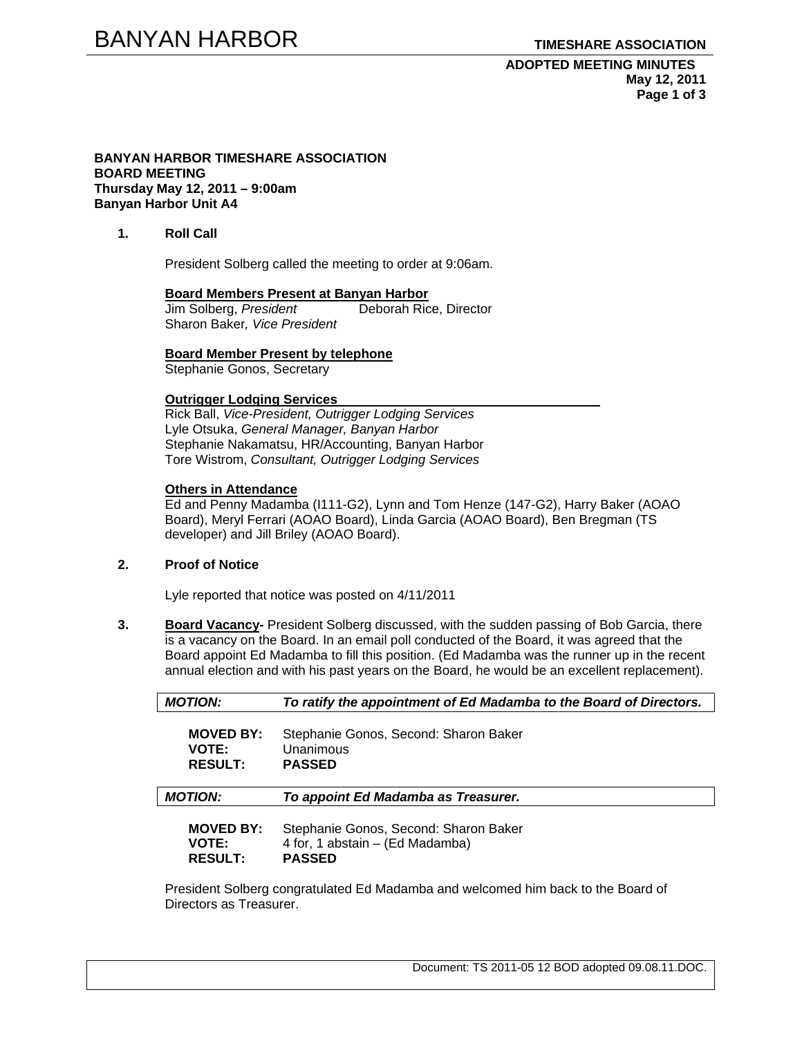**BANYAN HARBOR TIMESHARE ASSOCIATION**
**BOARD MEETING**
**Thursday May 12, 2011 – 9:00am**
**Banyan Harbor Unit A4**

1. **Roll Call**

   President Solberg called the meeting to order at 9:06am.

   **Board Members Present at Banyan Harbor**
   Jim Solberg, *President*
   Deborah Rice, Director
   Sharon Baker*, Vice President*

   **Board Member Present by telephone**
   Stephanie Gonos, Secretary

   **Outrigger Lodging Services**
   Rick Ball, *Vice-President, Outrigger Lodging Services*
   Lyle Otsuka, *General Manager, Banyan Harbor*
   Stephanie Nakamatsu, HR/Accounting, Banyan Harbor
   Tore Wistrom, *Consultant, Outrigger Lodging Services*

   **Others in Attendance**
   Ed and Penny Madamba (I111-G2), Lynn and Tom Henze (147-G2), Harry Baker (AOAO Board), Meryl Ferrari (AOAO Board), Linda Garcia (AOAO Board), Ben Bregman (TS developer) and Jill Briley (AOAO Board).

2. **Proof of Notice**

   Lyle reported that notice was posted on 4/11/2011

3. **Board Vacancy-** President Solberg discussed, with the sudden passing of Bob Garcia, there is a vacancy on the Board. In an email poll conducted of the Board, it was agreed that the Board appoint Ed Madamba to fill this position. (Ed Madamba was the runner up in the recent annual election and with his past years on the Board, he would be an excellent replacement).

   ***MOTION:*** ***To ratify the appointment of Ed Madamba to the Board of Directors.***

   **MOVED BY:** Stephanie Gonos, Second: Sharon Baker
   **VOTE:** Unanimous
   **RESULT:** **PASSED**

   ***MOTION:*** ***To appoint Ed Madamba as Treasurer.***

   **MOVED BY:** Stephanie Gonos, Second: Sharon Baker
   **VOTE:** 4 for, 1 abstain – (Ed Madamba)
   **RESULT:** **PASSED**

   President Solberg congratulated Ed Madamba and welcomed him back to the Board of Directors as Treasurer.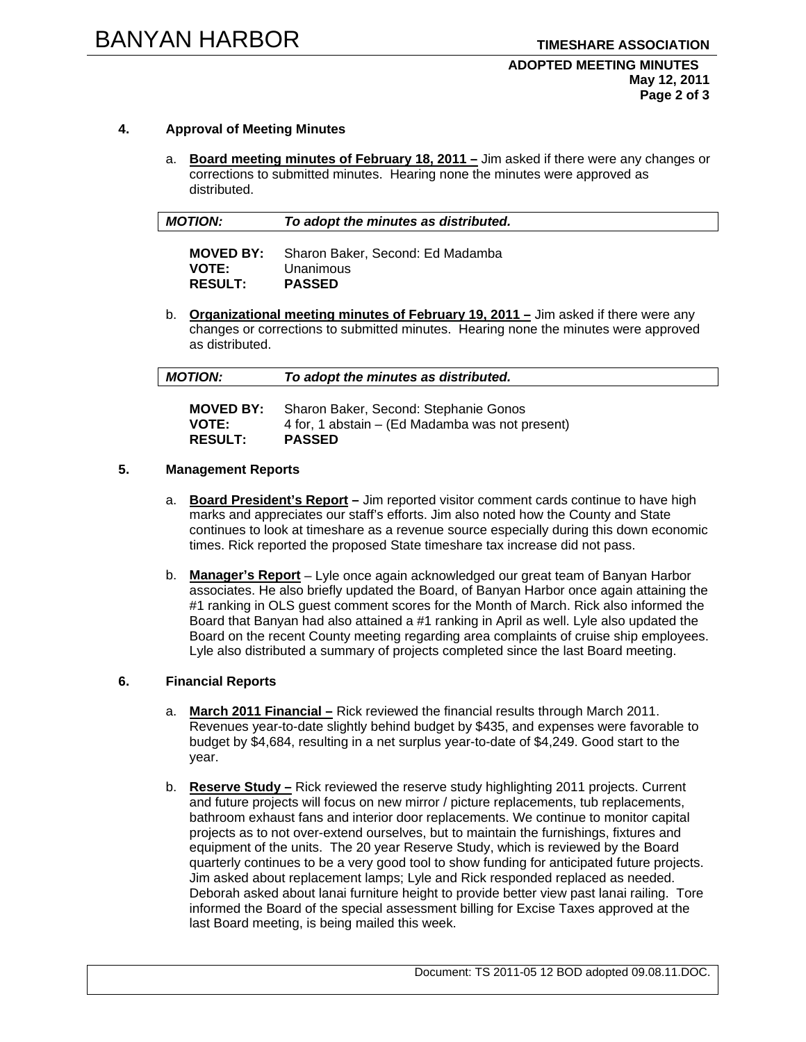## 4. Approval of Meeting Minutes

a. **Board meeting minutes of February 18, 2011 –** Jim asked if there were any changes or corrections to submitted minutes. Hearing none the minutes were approved as distributed.

| ***MOTION:*** | ***To adopt the minutes as distributed.*** |
|---|---|

**MOVED BY:** Sharon Baker, Second: Ed Madamba
**VOTE:** Unanimous
**RESULT:** **PASSED**

b. **Organizational meeting minutes of February 19, 2011 –** Jim asked if there were any changes or corrections to submitted minutes. Hearing none the minutes were approved as distributed.

| ***MOTION:*** | ***To adopt the minutes as distributed.*** |
|---|---|

**MOVED BY:** Sharon Baker, Second: Stephanie Gonos
**VOTE:** 4 for, 1 abstain – (Ed Madamba was not present)
**RESULT:** **PASSED**

## 5. Management Reports

a. **Board President's Report –** Jim reported visitor comment cards continue to have high marks and appreciates our staff's efforts. Jim also noted how the County and State continues to look at timeshare as a revenue source especially during this down economic times. Rick reported the proposed State timeshare tax increase did not pass.

b. **Manager's Report** – Lyle once again acknowledged our great team of Banyan Harbor associates. He also briefly updated the Board, of Banyan Harbor once again attaining the #1 ranking in OLS guest comment scores for the Month of March. Rick also informed the Board that Banyan had also attained a #1 ranking in April as well. Lyle also updated the Board on the recent County meeting regarding area complaints of cruise ship employees. Lyle also distributed a summary of projects completed since the last Board meeting.

## 6. Financial Reports

a. **March 2011 Financial –** Rick reviewed the financial results through March 2011. Revenues year-to-date slightly behind budget by $435, and expenses were favorable to budget by $4,684, resulting in a net surplus year-to-date of $4,249. Good start to the year.

b. **Reserve Study –** Rick reviewed the reserve study highlighting 2011 projects. Current and future projects will focus on new mirror / picture replacements, tub replacements, bathroom exhaust fans and interior door replacements. We continue to monitor capital projects as to not over-extend ourselves, but to maintain the furnishings, fixtures and equipment of the units. The 20 year Reserve Study, which is reviewed by the Board quarterly continues to be a very good tool to show funding for anticipated future projects. Jim asked about replacement lamps; Lyle and Rick responded replaced as needed. Deborah asked about lanai furniture height to provide better view past lanai railing. Tore informed the Board of the special assessment billing for Excise Taxes approved at the last Board meeting, is being mailed this week.

Document: TS 2011-05 12 BOD adopted 09.08.11.DOC.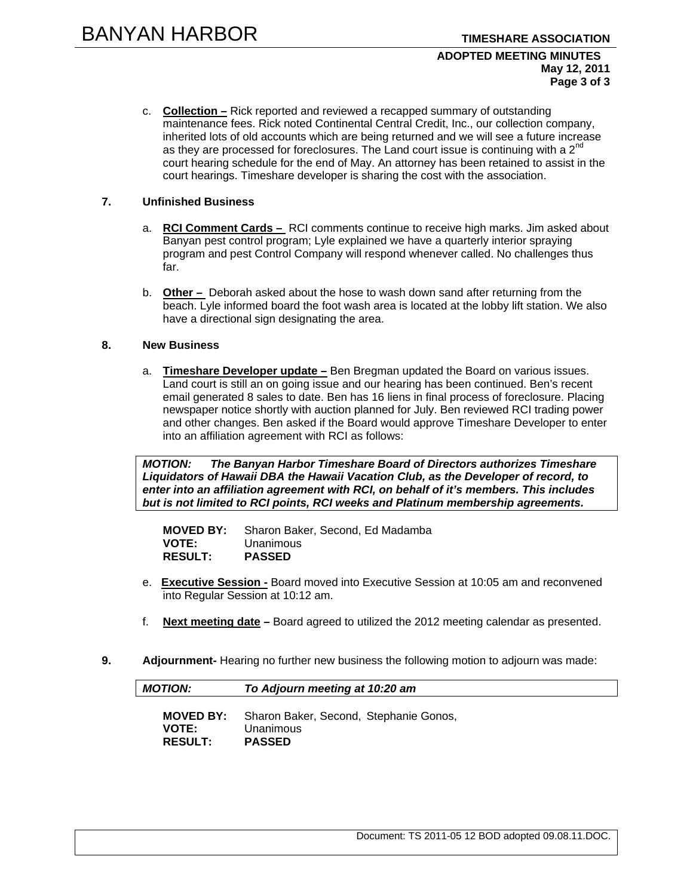c. **Collection –** Rick reported and reviewed a recapped summary of outstanding maintenance fees. Rick noted Continental Central Credit, Inc., our collection company, inherited lots of old accounts which are being returned and we will see a future increase as they are processed for foreclosures. The Land court issue is continuing with a 2nd court hearing schedule for the end of May. An attorney has been retained to assist in the court hearings. Timeshare developer is sharing the cost with the association.

**7. Unfinished Business**

a. **RCI Comment Cards –** RCI comments continue to receive high marks. Jim asked about Banyan pest control program; Lyle explained we have a quarterly interior spraying program and pest Control Company will respond whenever called. No challenges thus far.

b. **Other –** Deborah asked about the hose to wash down sand after returning from the beach. Lyle informed board the foot wash area is located at the lobby lift station. We also have a directional sign designating the area.

**8. New Business**

a. **Timeshare Developer update –** Ben Bregman updated the Board on various issues. Land court is still an on going issue and our hearing has been continued. Ben's recent email generated 8 sales to date. Ben has 16 liens in final process of foreclosure. Placing newspaper notice shortly with auction planned for July. Ben reviewed RCI trading power and other changes. Ben asked if the Board would approve Timeshare Developer to enter into an affiliation agreement with RCI as follows:

***MOTION: The Banyan Harbor Timeshare Board of Directors authorizes Timeshare Liquidators of Hawaii DBA the Hawaii Vacation Club, as the Developer of record, to enter into an affiliation agreement with RCI, on behalf of it's members. This includes but is not limited to RCI points, RCI weeks and Platinum membership agreements.***

**MOVED BY:** Sharon Baker, Second, Ed Madamba
**VOTE:** Unanimous
**RESULT:** **PASSED**

e. **Executive Session -** Board moved into Executive Session at 10:05 am and reconvened into Regular Session at 10:12 am.

f. **Next meeting date –** Board agreed to utilized the 2012 meeting calendar as presented.

**9. Adjournment-** Hearing no further new business the following motion to adjourn was made:

***MOTION: To Adjourn meeting at 10:20 am***

**MOVED BY:** Sharon Baker, Second, Stephanie Gonos,
**VOTE:** Unanimous
**RESULT:** **PASSED**